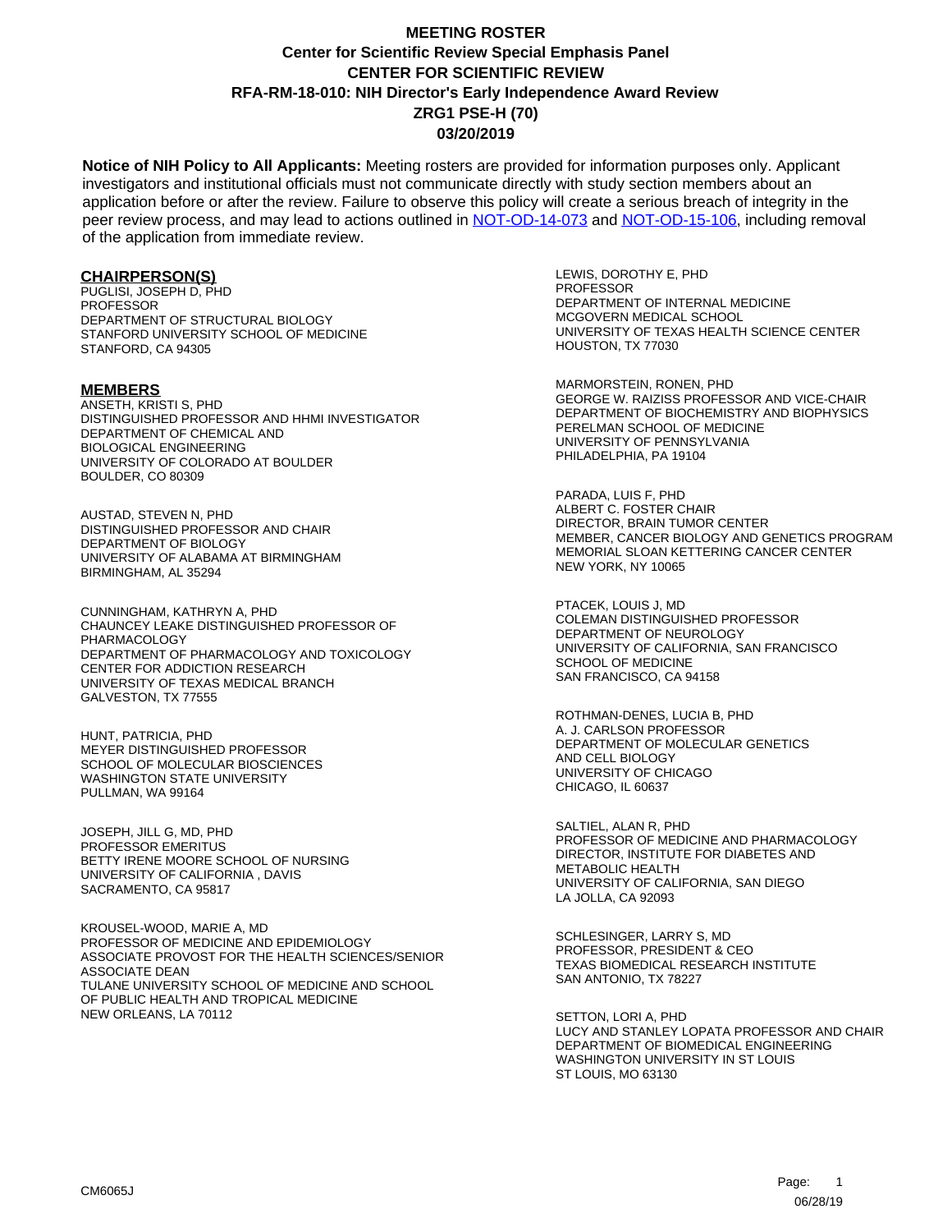# MEETING ROSTER

## Center for Scientific Review Special Emphasis Panel

## CENTER FOR SCIENTIFIC REVIEW

## RFA-RM-18-010: NIH Director's Early Independence Award Review

## ZRG1 PSE-H (70)

## 03/20/2019

**Notice of NIH Policy to All Applicants:** Meeting rosters are provided for information purposes only. Applicant investigators and institutional officials must not communicate directly with study section members about an application before or after the review. Failure to observe this policy will create a serious breach of integrity in the peer review process, and may lead to actions outlined in NOT-OD-14-073 and NOT-OD-15-106, including removal of the application from immediate review.

### CHAIRPERSON(S)

PUGLISI, JOSEPH D, PHD
PROFESSOR
DEPARTMENT OF STRUCTURAL BIOLOGY
STANFORD UNIVERSITY SCHOOL OF MEDICINE
STANFORD, CA 94305

### MEMBERS

ANSETH, KRISTI S, PHD
DISTINGUISHED PROFESSOR AND HHMI INVESTIGATOR
DEPARTMENT OF CHEMICAL AND
BIOLOGICAL ENGINEERING
UNIVERSITY OF COLORADO AT BOULDER
BOULDER, CO 80309

AUSTAD, STEVEN N, PHD
DISTINGUISHED PROFESSOR AND CHAIR
DEPARTMENT OF BIOLOGY
UNIVERSITY OF ALABAMA AT BIRMINGHAM
BIRMINGHAM, AL 35294

CUNNINGHAM, KATHRYN A, PHD
CHAUNCEY LEAKE DISTINGUISHED PROFESSOR OF
PHARMACOLOGY
DEPARTMENT OF PHARMACOLOGY AND TOXICOLOGY
CENTER FOR ADDICTION RESEARCH
UNIVERSITY OF TEXAS MEDICAL BRANCH
GALVESTON, TX 77555

HUNT, PATRICIA, PHD
MEYER DISTINGUISHED PROFESSOR
SCHOOL OF MOLECULAR BIOSCIENCES
WASHINGTON STATE UNIVERSITY
PULLMAN, WA 99164

JOSEPH, JILL G, MD, PHD
PROFESSOR EMERITUS
BETTY IRENE MOORE SCHOOL OF NURSING
UNIVERSITY OF CALIFORNIA , DAVIS
SACRAMENTO, CA 95817

KROUSEL-WOOD, MARIE A, MD
PROFESSOR OF MEDICINE AND EPIDEMIOLOGY
ASSOCIATE PROVOST FOR THE HEALTH SCIENCES/SENIOR
ASSOCIATE DEAN
TULANE UNIVERSITY SCHOOL OF MEDICINE AND SCHOOL
OF PUBLIC HEALTH AND TROPICAL MEDICINE
NEW ORLEANS, LA 70112

LEWIS, DOROTHY E, PHD
PROFESSOR
DEPARTMENT OF INTERNAL MEDICINE
MCGOVERN MEDICAL SCHOOL
UNIVERSITY OF TEXAS HEALTH SCIENCE CENTER
HOUSTON, TX 77030

MARMORSTEIN, RONEN, PHD
GEORGE W. RAIZISS PROFESSOR AND VICE-CHAIR
DEPARTMENT OF BIOCHEMISTRY AND BIOPHYSICS
PERELMAN SCHOOL OF MEDICINE
UNIVERSITY OF PENNSYLVANIA
PHILADELPHIA, PA 19104

PARADA, LUIS F, PHD
ALBERT C. FOSTER CHAIR
DIRECTOR, BRAIN TUMOR CENTER
MEMBER, CANCER BIOLOGY AND GENETICS PROGRAM
MEMORIAL SLOAN KETTERING CANCER CENTER
NEW YORK, NY 10065

PTACEK, LOUIS J, MD
COLEMAN DISTINGUISHED PROFESSOR
DEPARTMENT OF NEUROLOGY
UNIVERSITY OF CALIFORNIA, SAN FRANCISCO
SCHOOL OF MEDICINE
SAN FRANCISCO, CA 94158

ROTHMAN-DENES, LUCIA B, PHD
A. J. CARLSON PROFESSOR
DEPARTMENT OF MOLECULAR GENETICS
AND CELL BIOLOGY
UNIVERSITY OF CHICAGO
CHICAGO, IL 60637

SALTIEL, ALAN R, PHD
PROFESSOR OF MEDICINE AND PHARMACOLOGY
DIRECTOR, INSTITUTE FOR DIABETES AND
METABOLIC HEALTH
UNIVERSITY OF CALIFORNIA, SAN DIEGO
LA JOLLA, CA 92093

SCHLESINGER, LARRY S, MD
PROFESSOR, PRESIDENT & CEO
TEXAS BIOMEDICAL RESEARCH INSTITUTE
SAN ANTONIO, TX 78227

SETTON, LORI A, PHD
LUCY AND STANLEY LOPATA PROFESSOR AND CHAIR
DEPARTMENT OF BIOMEDICAL ENGINEERING
WASHINGTON UNIVERSITY IN ST LOUIS
ST LOUIS, MO 63130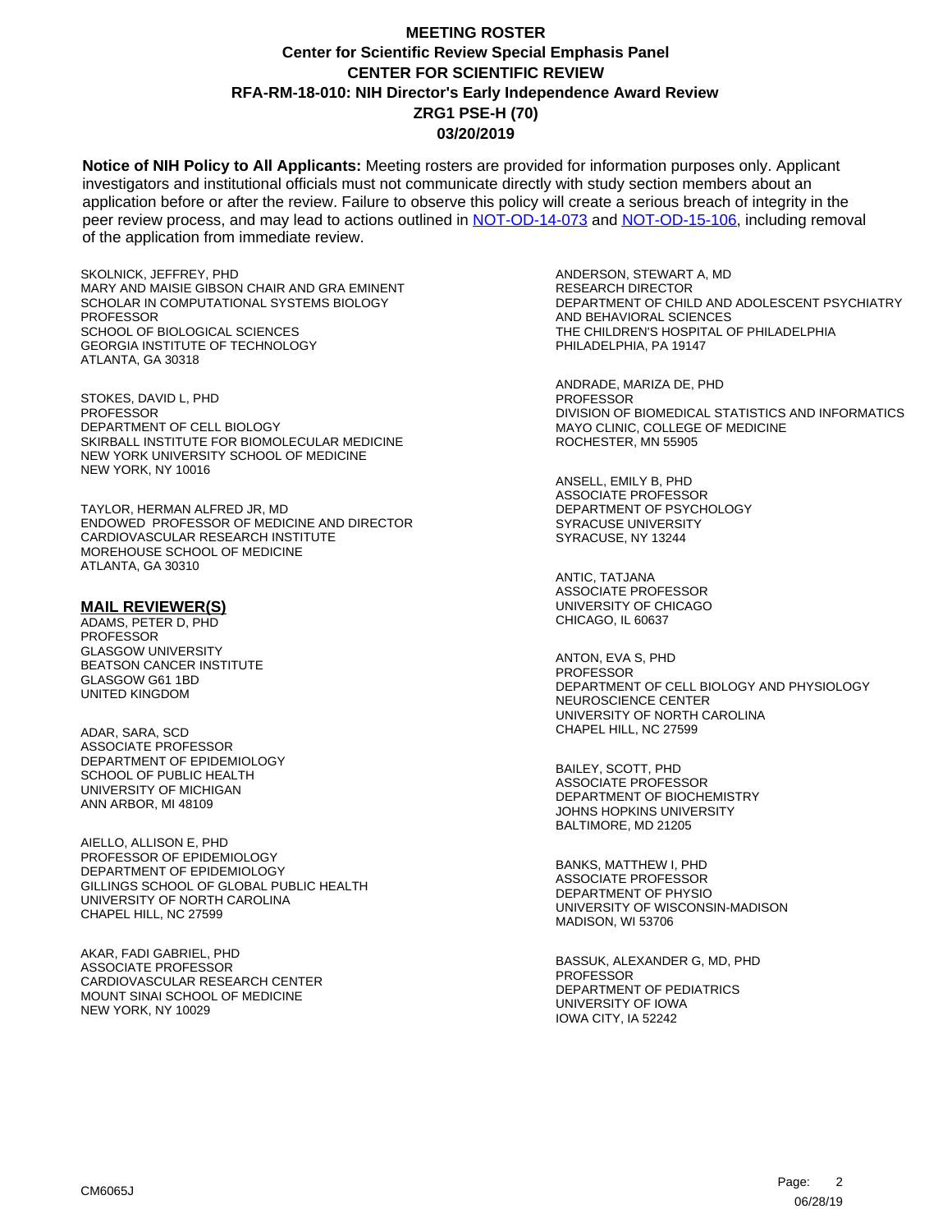# MEETING ROSTER
**Center for Scientific Review Special Emphasis Panel**
**CENTER FOR SCIENTIFIC REVIEW**
**RFA-RM-18-010: NIH Director's Early Independence Award Review**
**ZRG1 PSE-H (70)**
**03/20/2019**

**Notice of NIH Policy to All Applicants:** Meeting rosters are provided for information purposes only. Applicant investigators and institutional officials must not communicate directly with study section members about an application before or after the review. Failure to observe this policy will create a serious breach of integrity in the peer review process, and may lead to actions outlined in NOT-OD-14-073 and NOT-OD-15-106, including removal of the application from immediate review.

SKOLNICK, JEFFREY, PHD
MARY AND MAISIE GIBSON CHAIR AND GRA EMINENT SCHOLAR IN COMPUTATIONAL SYSTEMS BIOLOGY
PROFESSOR
SCHOOL OF BIOLOGICAL SCIENCES
GEORGIA INSTITUTE OF TECHNOLOGY
ATLANTA, GA 30318

STOKES, DAVID L, PHD
PROFESSOR
DEPARTMENT OF CELL BIOLOGY
SKIRBALL INSTITUTE FOR BIOMOLECULAR MEDICINE
NEW YORK UNIVERSITY SCHOOL OF MEDICINE
NEW YORK, NY 10016

TAYLOR, HERMAN ALFRED JR, MD
ENDOWED PROFESSOR OF MEDICINE AND DIRECTOR
CARDIOVASCULAR RESEARCH INSTITUTE
MOREHOUSE SCHOOL OF MEDICINE
ATLANTA, GA 30310

## MAIL REVIEWER(S)

ADAMS, PETER D, PHD
PROFESSOR
GLASGOW UNIVERSITY
BEATSON CANCER INSTITUTE
GLASGOW G61 1BD
UNITED KINGDOM

ADAR, SARA, SCD
ASSOCIATE PROFESSOR
DEPARTMENT OF EPIDEMIOLOGY
SCHOOL OF PUBLIC HEALTH
UNIVERSITY OF MICHIGAN
ANN ARBOR, MI 48109

AIELLO, ALLISON E, PHD
PROFESSOR OF EPIDEMIOLOGY
DEPARTMENT OF EPIDEMIOLOGY
GILLINGS SCHOOL OF GLOBAL PUBLIC HEALTH
UNIVERSITY OF NORTH CAROLINA
CHAPEL HILL, NC 27599

AKAR, FADI GABRIEL, PHD
ASSOCIATE PROFESSOR
CARDIOVASCULAR RESEARCH CENTER
MOUNT SINAI SCHOOL OF MEDICINE
NEW YORK, NY 10029

ANDERSON, STEWART A, MD
RESEARCH DIRECTOR
DEPARTMENT OF CHILD AND ADOLESCENT PSYCHIATRY AND BEHAVIORAL SCIENCES
THE CHILDREN'S HOSPITAL OF PHILADELPHIA
PHILADELPHIA, PA 19147

ANDRADE, MARIZA DE, PHD
PROFESSOR
DIVISION OF BIOMEDICAL STATISTICS AND INFORMATICS
MAYO CLINIC, COLLEGE OF MEDICINE
ROCHESTER, MN 55905

ANSELL, EMILY B, PHD
ASSOCIATE PROFESSOR
DEPARTMENT OF PSYCHOLOGY
SYRACUSE UNIVERSITY
SYRACUSE, NY 13244

ANTIC, TATJANA
ASSOCIATE PROFESSOR
UNIVERSITY OF CHICAGO
CHICAGO, IL 60637

ANTON, EVA S, PHD
PROFESSOR
DEPARTMENT OF CELL BIOLOGY AND PHYSIOLOGY
NEUROSCIENCE CENTER
UNIVERSITY OF NORTH CAROLINA
CHAPEL HILL, NC 27599

BAILEY, SCOTT, PHD
ASSOCIATE PROFESSOR
DEPARTMENT OF BIOCHEMISTRY
JOHNS HOPKINS UNIVERSITY
BALTIMORE, MD 21205

BANKS, MATTHEW I, PHD
ASSOCIATE PROFESSOR
DEPARTMENT OF PHYSIO
UNIVERSITY OF WISCONSIN-MADISON
MADISON, WI 53706

BASSUK, ALEXANDER G, MD, PHD
PROFESSOR
DEPARTMENT OF PEDIATRICS
UNIVERSITY OF IOWA
IOWA CITY, IA 52242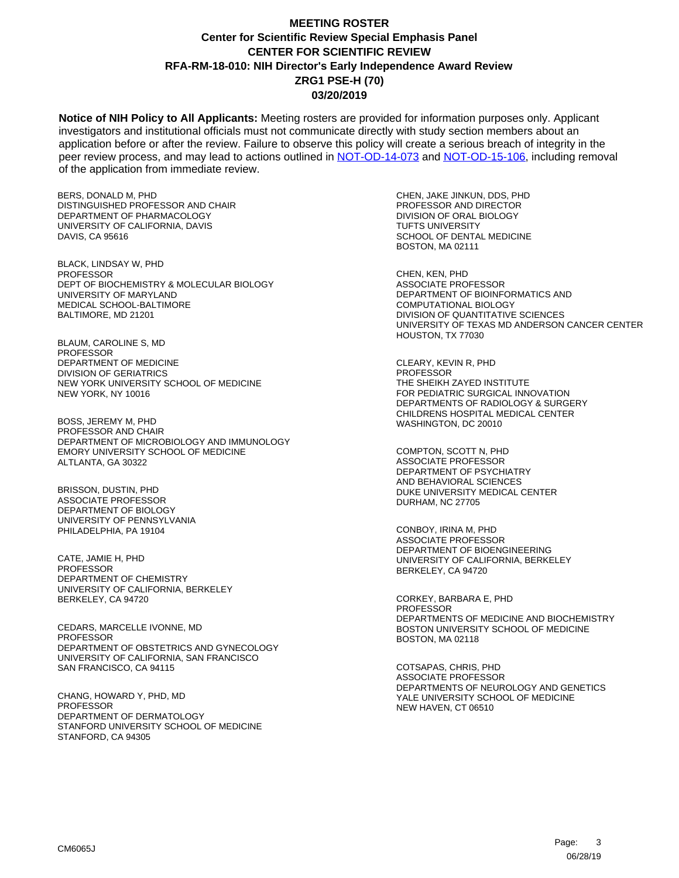# MEETING ROSTER

## Center for Scientific Review Special Emphasis Panel

## CENTER FOR SCIENTIFIC REVIEW

## RFA-RM-18-010: NIH Director's Early Independence Award Review

## ZRG1 PSE-H (70)

## 03/20/2019

**Notice of NIH Policy to All Applicants:** Meeting rosters are provided for information purposes only. Applicant investigators and institutional officials must not communicate directly with study section members about an application before or after the review. Failure to observe this policy will create a serious breach of integrity in the peer review process, and may lead to actions outlined in NOT-OD-14-073 and NOT-OD-15-106, including removal of the application from immediate review.

BERS, DONALD M, PHD
DISTINGUISHED PROFESSOR AND CHAIR
DEPARTMENT OF PHARMACOLOGY
UNIVERSITY OF CALIFORNIA, DAVIS
DAVIS, CA 95616

BLACK, LINDSAY W, PHD
PROFESSOR
DEPT OF BIOCHEMISTRY & MOLECULAR BIOLOGY
UNIVERSITY OF MARYLAND
MEDICAL SCHOOL-BALTIMORE
BALTIMORE, MD 21201

BLAUM, CAROLINE S, MD
PROFESSOR
DEPARTMENT OF MEDICINE
DIVISION OF GERIATRICS
NEW YORK UNIVERSITY SCHOOL OF MEDICINE
NEW YORK, NY 10016

BOSS, JEREMY M, PHD
PROFESSOR AND CHAIR
DEPARTMENT OF MICROBIOLOGY AND IMMUNOLOGY
EMORY UNIVERSITY SCHOOL OF MEDICINE
ALTLANTA, GA 30322

BRISSON, DUSTIN, PHD
ASSOCIATE PROFESSOR
DEPARTMENT OF BIOLOGY
UNIVERSITY OF PENNSYLVANIA
PHILADELPHIA, PA 19104

CATE, JAMIE H, PHD
PROFESSOR
DEPARTMENT OF CHEMISTRY
UNIVERSITY OF CALIFORNIA, BERKELEY
BERKELEY, CA 94720

CEDARS, MARCELLE IVONNE, MD
PROFESSOR
DEPARTMENT OF OBSTETRICS AND GYNECOLOGY
UNIVERSITY OF CALIFORNIA, SAN FRANCISCO
SAN FRANCISCO, CA 94115

CHANG, HOWARD Y, PHD, MD
PROFESSOR
DEPARTMENT OF DERMATOLOGY
STANFORD UNIVERSITY SCHOOL OF MEDICINE
STANFORD, CA 94305

CHEN, JAKE JINKUN, DDS, PHD
PROFESSOR AND DIRECTOR
DIVISION OF ORAL BIOLOGY
TUFTS UNIVERSITY
SCHOOL OF DENTAL MEDICINE
BOSTON, MA 02111

CHEN, KEN, PHD
ASSOCIATE PROFESSOR
DEPARTMENT OF BIOINFORMATICS AND
COMPUTATIONAL BIOLOGY
DIVISION OF QUANTITATIVE SCIENCES
UNIVERSITY OF TEXAS MD ANDERSON CANCER CENTER
HOUSTON, TX 77030

CLEARY, KEVIN R, PHD
PROFESSOR
THE SHEIKH ZAYED INSTITUTE
FOR PEDIATRIC SURGICAL INNOVATION
DEPARTMENTS OF RADIOLOGY & SURGERY
CHILDRENS HOSPITAL MEDICAL CENTER
WASHINGTON, DC 20010

COMPTON, SCOTT N, PHD
ASSOCIATE PROFESSOR
DEPARTMENT OF PSYCHIATRY
AND BEHAVIORAL SCIENCES
DUKE UNIVERSITY MEDICAL CENTER
DURHAM, NC 27705

CONBOY, IRINA M, PHD
ASSOCIATE PROFESSOR
DEPARTMENT OF BIOENGINEERING
UNIVERSITY OF CALIFORNIA, BERKELEY
BERKELEY, CA 94720

CORKEY, BARBARA E, PHD
PROFESSOR
DEPARTMENTS OF MEDICINE AND BIOCHEMISTRY
BOSTON UNIVERSITY SCHOOL OF MEDICINE
BOSTON, MA 02118

COTSAPAS, CHRIS, PHD
ASSOCIATE PROFESSOR
DEPARTMENTS OF NEUROLOGY AND GENETICS
YALE UNIVERSITY SCHOOL OF MEDICINE
NEW HAVEN, CT 06510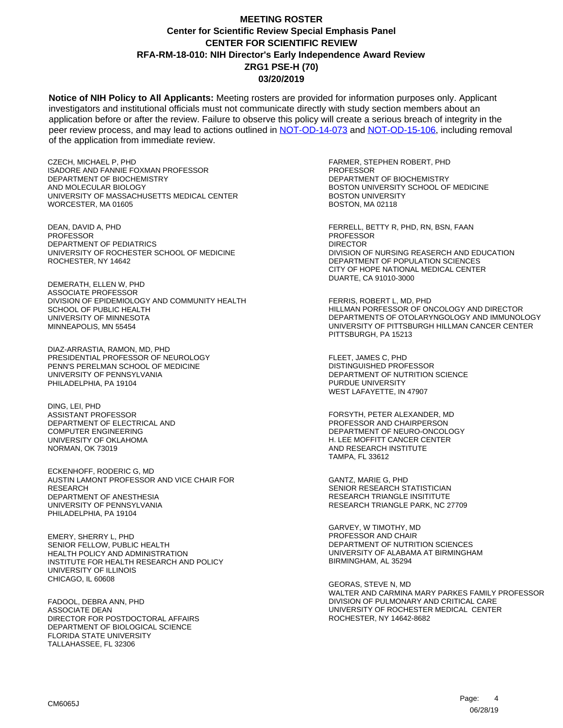# MEETING ROSTER

**Center for Scientific Review Special Emphasis Panel**
**CENTER FOR SCIENTIFIC REVIEW**
**RFA-RM-18-010: NIH Director's Early Independence Award Review**
**ZRG1 PSE-H (70)**
**03/20/2019**

**Notice of NIH Policy to All Applicants:** Meeting rosters are provided for information purposes only. Applicant investigators and institutional officials must not communicate directly with study section members about an application before or after the review. Failure to observe this policy will create a serious breach of integrity in the peer review process, and may lead to actions outlined in NOT-OD-14-073 and NOT-OD-15-106, including removal of the application from immediate review.

CZECH, MICHAEL P, PHD
ISADORE AND FANNIE FOXMAN PROFESSOR
DEPARTMENT OF BIOCHEMISTRY
AND MOLECULAR BIOLOGY
UNIVERSITY OF MASSACHUSETTS MEDICAL CENTER
WORCESTER, MA 01605

DEAN, DAVID A, PHD
PROFESSOR
DEPARTMENT OF PEDIATRICS
UNIVERSITY OF ROCHESTER SCHOOL OF MEDICINE
ROCHESTER, NY 14642

DEMERATH, ELLEN W, PHD
ASSOCIATE PROFESSOR
DIVISION OF EPIDEMIOLOGY AND COMMUNITY HEALTH
SCHOOL OF PUBLIC HEALTH
UNIVERSITY OF MINNESOTA
MINNEAPOLIS, MN 55454

DIAZ-ARRASTIA, RAMON, MD, PHD
PRESIDENTIAL PROFESSOR OF NEUROLOGY
PENN'S PERELMAN SCHOOL OF MEDICINE
UNIVERSITY OF PENNSYLVANIA
PHILADELPHIA, PA 19104

DING, LEI, PHD
ASSISTANT PROFESSOR
DEPARTMENT OF ELECTRICAL AND
COMPUTER ENGINEERING
UNIVERSITY OF OKLAHOMA
NORMAN, OK 73019

ECKENHOFF, RODERIC G, MD
AUSTIN LAMONT PROFESSOR AND VICE CHAIR FOR
RESEARCH
DEPARTMENT OF ANESTHESIA
UNIVERSITY OF PENNSYLVANIA
PHILADELPHIA, PA 19104

EMERY, SHERRY L, PHD
SENIOR FELLOW, PUBLIC HEALTH
HEALTH POLICY AND ADMINISTRATION
INSTITUTE FOR HEALTH RESEARCH AND POLICY
UNIVERSITY OF ILLINOIS
CHICAGO, IL 60608

FADOOL, DEBRA ANN, PHD
ASSOCIATE DEAN
DIRECTOR FOR POSTDOCTORAL AFFAIRS
DEPARTMENT OF BIOLOGICAL SCIENCE
FLORIDA STATE UNIVERSITY
TALLAHASSEE, FL 32306

FARMER, STEPHEN ROBERT, PHD
PROFESSOR
DEPARTMENT OF BIOCHEMISTRY
BOSTON UNIVERSITY SCHOOL OF MEDICINE
BOSTON UNIVERSITY
BOSTON, MA 02118

FERRELL, BETTY R, PHD, RN, BSN, FAAN
PROFESSOR
DIRECTOR
DIVISION OF NURSING REASERCH AND EDUCATION
DEPARTMENT OF POPULATION SCIENCES
CITY OF HOPE NATIONAL MEDICAL CENTER
DUARTE, CA 91010-3000

FERRIS, ROBERT L, MD, PHD
HILLMAN PORFESSOR OF ONCOLOGY AND DIRECTOR
DEPARTMENTS OF OTOLARYNGOLOGY AND IMMUNOLOGY
UNIVERSITY OF PITTSBURGH HILLMAN CANCER CENTER
PITTSBURGH, PA 15213

FLEET, JAMES C, PHD
DISTINGUISHED PROFESSOR
DEPARTMENT OF NUTRITION SCIENCE
PURDUE UNIVERSITY
WEST LAFAYETTE, IN 47907

FORSYTH, PETER ALEXANDER, MD
PROFESSOR AND CHAIRPERSON
DEPARTMENT OF NEURO-ONCOLOGY
H. LEE MOFFITT CANCER CENTER
AND RESEARCH INSTITUTE
TAMPA, FL 33612

GANTZ, MARIE G, PHD
SENIOR RESEARCH STATISTICIAN
RESEARCH TRIANGLE INSITITUTE
RESEARCH TRIANGLE PARK, NC 27709

GARVEY, W TIMOTHY, MD
PROFESSOR AND CHAIR
DEPARTMENT OF NUTRITION SCIENCES
UNIVERSITY OF ALABAMA AT BIRMINGHAM
BIRMINGHAM, AL 35294

GEORAS, STEVE N, MD
WALTER AND CARMINA MARY PARKES FAMILY PROFESSOR
DIVISION OF PULMONARY AND CRITICAL CARE
UNIVERSITY OF ROCHESTER MEDICAL CENTER
ROCHESTER, NY 14642-8682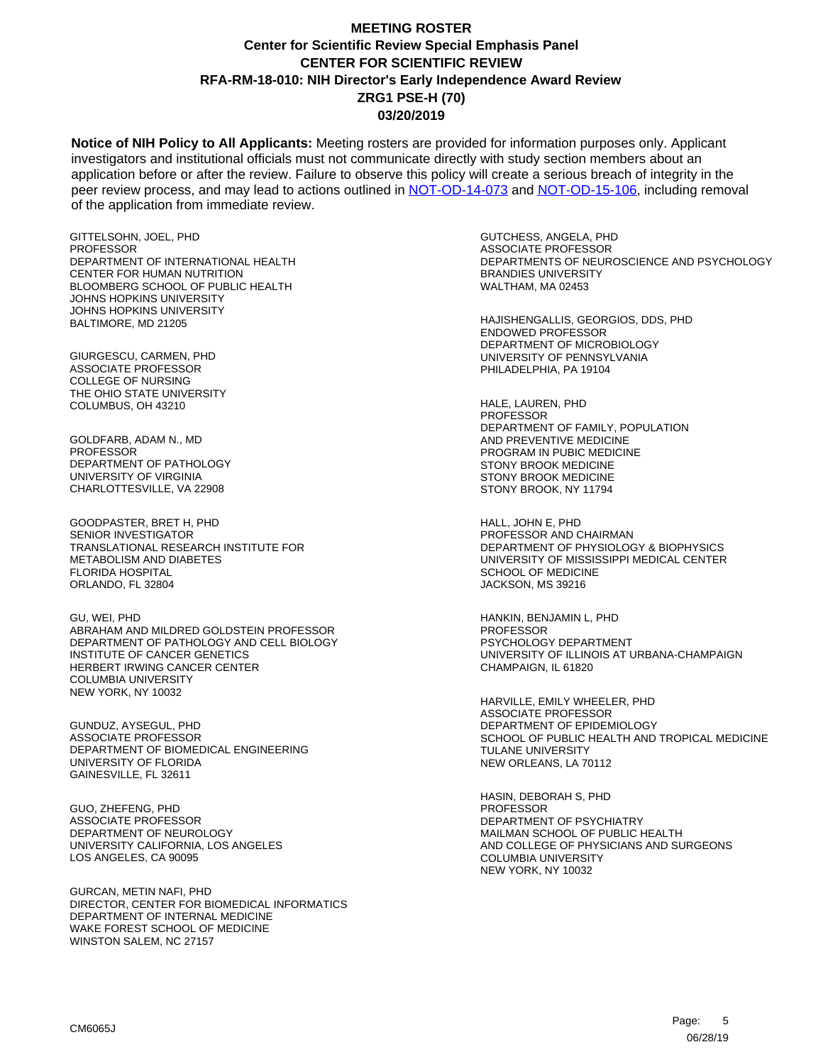# MEETING ROSTER
## Center for Scientific Review Special Emphasis Panel
## CENTER FOR SCIENTIFIC REVIEW
## RFA-RM-18-010: NIH Director's Early Independence Award Review
## ZRG1 PSE-H (70)
## 03/20/2019

**Notice of NIH Policy to All Applicants:** Meeting rosters are provided for information purposes only. Applicant investigators and institutional officials must not communicate directly with study section members about an application before or after the review. Failure to observe this policy will create a serious breach of integrity in the peer review process, and may lead to actions outlined in NOT-OD-14-073 and NOT-OD-15-106, including removal of the application from immediate review.

GITTELSOHN, JOEL, PHD
PROFESSOR
DEPARTMENT OF INTERNATIONAL HEALTH
CENTER FOR HUMAN NUTRITION
BLOOMBERG SCHOOL OF PUBLIC HEALTH
JOHNS HOPKINS UNIVERSITY
JOHNS HOPKINS UNIVERSITY
BALTIMORE, MD 21205

GIURGESCU, CARMEN, PHD
ASSOCIATE PROFESSOR
COLLEGE OF NURSING
THE OHIO STATE UNIVERSITY
COLUMBUS, OH 43210

GOLDFARB, ADAM N., MD
PROFESSOR
DEPARTMENT OF PATHOLOGY
UNIVERSITY OF VIRGINIA
CHARLOTTESVILLE, VA 22908

GOODPASTER, BRET H, PHD
SENIOR INVESTIGATOR
TRANSLATIONAL RESEARCH INSTITUTE FOR METABOLISM AND DIABETES
FLORIDA HOSPITAL
ORLANDO, FL 32804

GU, WEI, PHD
ABRAHAM AND MILDRED GOLDSTEIN PROFESSOR
DEPARTMENT OF PATHOLOGY AND CELL BIOLOGY
INSTITUTE OF CANCER GENETICS
HERBERT IRWING CANCER CENTER
COLUMBIA UNIVERSITY
NEW YORK, NY 10032

GUNDUZ, AYSEGUL, PHD
ASSOCIATE PROFESSOR
DEPARTMENT OF BIOMEDICAL ENGINEERING
UNIVERSITY OF FLORIDA
GAINESVILLE, FL 32611

GUO, ZHEFENG, PHD
ASSOCIATE PROFESSOR
DEPARTMENT OF NEUROLOGY
UNIVERSITY CALIFORNIA, LOS ANGELES
LOS ANGELES, CA 90095

GURCAN, METIN NAFI, PHD
DIRECTOR, CENTER FOR BIOMEDICAL INFORMATICS
DEPARTMENT OF INTERNAL MEDICINE
WAKE FOREST SCHOOL OF MEDICINE
WINSTON SALEM, NC 27157

GUTCHESS, ANGELA, PHD
ASSOCIATE PROFESSOR
DEPARTMENTS OF NEUROSCIENCE AND PSYCHOLOGY
BRANDIES UNIVERSITY
WALTHAM, MA 02453

HAJISHENGALLIS, GEORGIOS, DDS, PHD
ENDOWED PROFESSOR
DEPARTMENT OF MICROBIOLOGY
UNIVERSITY OF PENNSYLVANIA
PHILADELPHIA, PA 19104

HALE, LAUREN, PHD
PROFESSOR
DEPARTMENT OF FAMILY, POPULATION AND PREVENTIVE MEDICINE
PROGRAM IN PUBIC MEDICINE
STONY BROOK MEDICINE
STONY BROOK MEDICINE
STONY BROOK, NY 11794

HALL, JOHN E, PHD
PROFESSOR AND CHAIRMAN
DEPARTMENT OF PHYSIOLOGY & BIOPHYSICS
UNIVERSITY OF MISSISSIPPI MEDICAL CENTER
SCHOOL OF MEDICINE
JACKSON, MS 39216

HANKIN, BENJAMIN L, PHD
PROFESSOR
PSYCHOLOGY DEPARTMENT
UNIVERSITY OF ILLINOIS AT URBANA-CHAMPAIGN
CHAMPAIGN, IL 61820

HARVILLE, EMILY WHEELER, PHD
ASSOCIATE PROFESSOR
DEPARTMENT OF EPIDEMIOLOGY
SCHOOL OF PUBLIC HEALTH AND TROPICAL MEDICINE
TULANE UNIVERSITY
NEW ORLEANS, LA 70112

HASIN, DEBORAH S, PHD
PROFESSOR
DEPARTMENT OF PSYCHIATRY
MAILMAN SCHOOL OF PUBLIC HEALTH AND COLLEGE OF PHYSICIANS AND SURGEONS
COLUMBIA UNIVERSITY
NEW YORK, NY 10032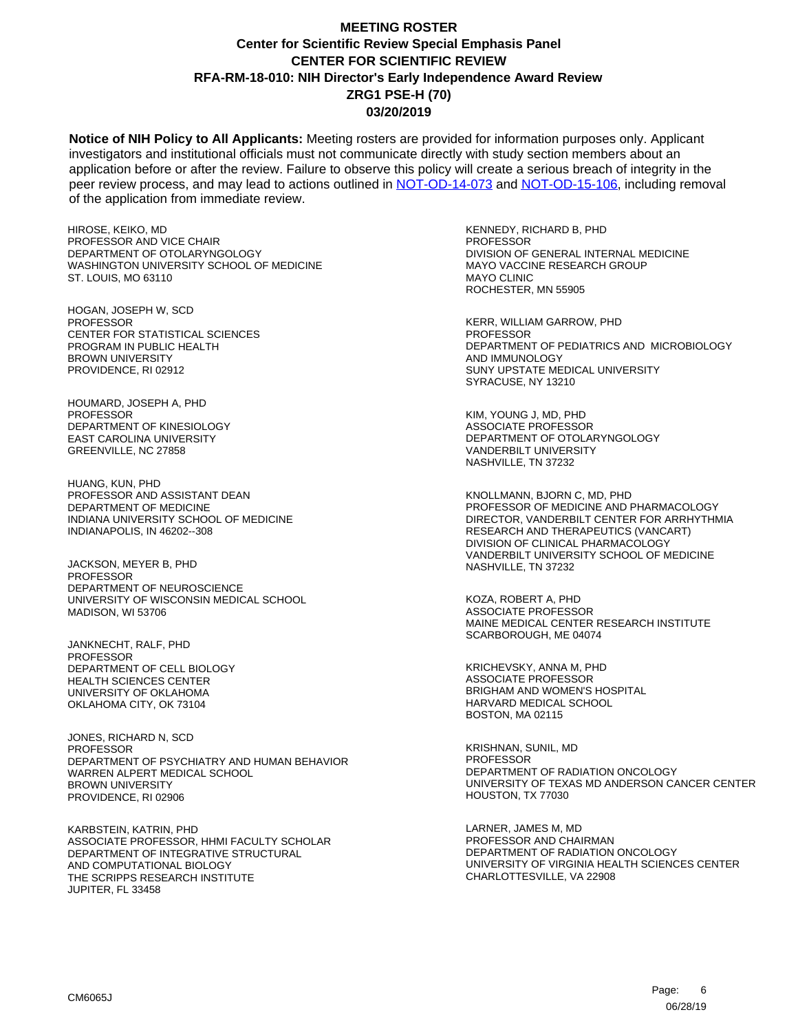# MEETING ROSTER
## Center for Scientific Review Special Emphasis Panel
## CENTER FOR SCIENTIFIC REVIEW
## RFA-RM-18-010: NIH Director's Early Independence Award Review
## ZRG1 PSE-H (70)
## 03/20/2019

**Notice of NIH Policy to All Applicants:** Meeting rosters are provided for information purposes only. Applicant investigators and institutional officials must not communicate directly with study section members about an application before or after the review. Failure to observe this policy will create a serious breach of integrity in the peer review process, and may lead to actions outlined in [NOT-OD-14-073] and [NOT-OD-15-106], including removal of the application from immediate review.

HIROSE, KEIKO, MD
PROFESSOR AND VICE CHAIR
DEPARTMENT OF OTOLARYNGOLOGY
WASHINGTON UNIVERSITY SCHOOL OF MEDICINE
ST. LOUIS, MO 63110

HOGAN, JOSEPH W, SCD
PROFESSOR
CENTER FOR STATISTICAL SCIENCES
PROGRAM IN PUBLIC HEALTH
BROWN UNIVERSITY
PROVIDENCE, RI 02912

HOUMARD, JOSEPH A, PHD
PROFESSOR
DEPARTMENT OF KINESIOLOGY
EAST CAROLINA UNIVERSITY
GREENVILLE, NC 27858

HUANG, KUN, PHD
PROFESSOR AND ASSISTANT DEAN
DEPARTMENT OF MEDICINE
INDIANA UNIVERSITY SCHOOL OF MEDICINE
INDIANAPOLIS, IN 46202--308

JACKSON, MEYER B, PHD
PROFESSOR
DEPARTMENT OF NEUROSCIENCE
UNIVERSITY OF WISCONSIN MEDICAL SCHOOL
MADISON, WI 53706

JANKNECHT, RALF, PHD
PROFESSOR
DEPARTMENT OF CELL BIOLOGY
HEALTH SCIENCES CENTER
UNIVERSITY OF OKLAHOMA
OKLAHOMA CITY, OK 73104

JONES, RICHARD N, SCD
PROFESSOR
DEPARTMENT OF PSYCHIATRY AND HUMAN BEHAVIOR
WARREN ALPERT MEDICAL SCHOOL
BROWN UNIVERSITY
PROVIDENCE, RI 02906

KARBSTEIN, KATRIN, PHD
ASSOCIATE PROFESSOR, HHMI FACULTY SCHOLAR
DEPARTMENT OF INTEGRATIVE STRUCTURAL
AND COMPUTATIONAL BIOLOGY
THE SCRIPPS RESEARCH INSTITUTE
JUPITER, FL 33458

KENNEDY, RICHARD B, PHD
PROFESSOR
DIVISION OF GENERAL INTERNAL MEDICINE
MAYO VACCINE RESEARCH GROUP
MAYO CLINIC
ROCHESTER, MN 55905

KERR, WILLIAM GARROW, PHD
PROFESSOR
DEPARTMENT OF PEDIATRICS AND MICROBIOLOGY
AND IMMUNOLOGY
SUNY UPSTATE MEDICAL UNIVERSITY
SYRACUSE, NY 13210

KIM, YOUNG J, MD, PHD
ASSOCIATE PROFESSOR
DEPARTMENT OF OTOLARYNGOLOGY
VANDERBILT UNIVERSITY
NASHVILLE, TN 37232

KNOLLMANN, BJORN C, MD, PHD
PROFESSOR OF MEDICINE AND PHARMACOLOGY
DIRECTOR, VANDERBILT CENTER FOR ARRHYTHMIA
RESEARCH AND THERAPEUTICS (VANCART)
DIVISION OF CLINICAL PHARMACOLOGY
VANDERBILT UNIVERSITY SCHOOL OF MEDICINE
NASHVILLE, TN 37232

KOZA, ROBERT A, PHD
ASSOCIATE PROFESSOR
MAINE MEDICAL CENTER RESEARCH INSTITUTE
SCARBOROUGH, ME 04074

KRICHEVSKY, ANNA M, PHD
ASSOCIATE PROFESSOR
BRIGHAM AND WOMEN'S HOSPITAL
HARVARD MEDICAL SCHOOL
BOSTON, MA 02115

KRISHNAN, SUNIL, MD
PROFESSOR
DEPARTMENT OF RADIATION ONCOLOGY
UNIVERSITY OF TEXAS MD ANDERSON CANCER CENTER
HOUSTON, TX 77030

LARNER, JAMES M, MD
PROFESSOR AND CHAIRMAN
DEPARTMENT OF RADIATION ONCOLOGY
UNIVERSITY OF VIRGINIA HEALTH SCIENCES CENTER
CHARLOTTESVILLE, VA 22908

CM6065J

06/28/19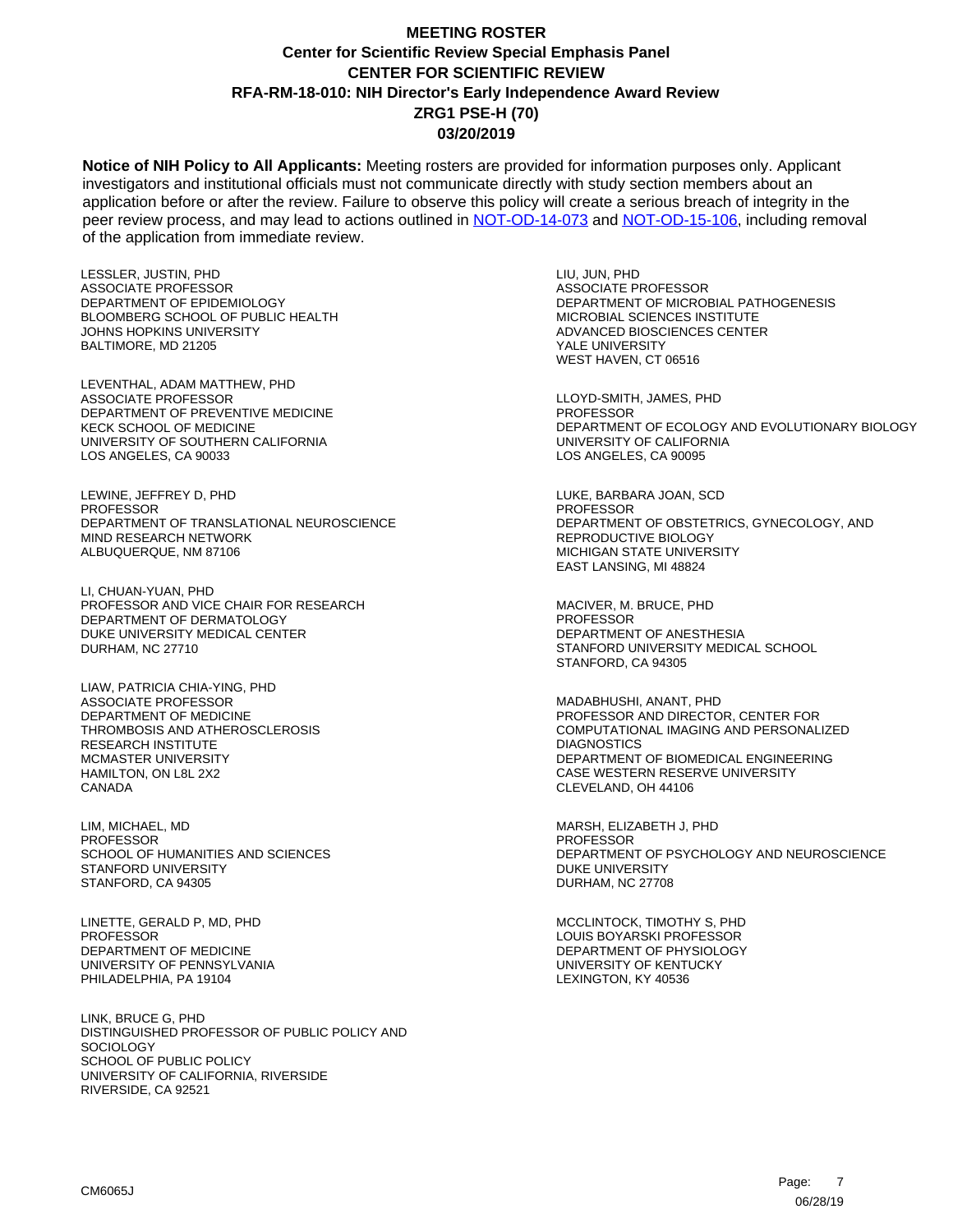# MEETING ROSTER
## Center for Scientific Review Special Emphasis Panel
## CENTER FOR SCIENTIFIC REVIEW
## RFA-RM-18-010: NIH Director's Early Independence Award Review
## ZRG1 PSE-H (70)
## 03/20/2019

**Notice of NIH Policy to All Applicants:** Meeting rosters are provided for information purposes only. Applicant investigators and institutional officials must not communicate directly with study section members about an application before or after the review. Failure to observe this policy will create a serious breach of integrity in the peer review process, and may lead to actions outlined in [NOT-OD-14-073](https://grants.nih.gov/grants/guide/notice-files/NOT-OD-14-073.html) and [NOT-OD-15-106](https://grants.nih.gov/grants/guide/notice-files/NOT-OD-15-106.html), including removal of the application from immediate review.

LESSLER, JUSTIN, PHD
ASSOCIATE PROFESSOR
DEPARTMENT OF EPIDEMIOLOGY
BLOOMBERG SCHOOL OF PUBLIC HEALTH
JOHNS HOPKINS UNIVERSITY
BALTIMORE, MD 21205

LEVENTHAL, ADAM MATTHEW, PHD
ASSOCIATE PROFESSOR
DEPARTMENT OF PREVENTIVE MEDICINE
KECK SCHOOL OF MEDICINE
UNIVERSITY OF SOUTHERN CALIFORNIA
LOS ANGELES, CA 90033

LEWINE, JEFFREY D, PHD
PROFESSOR
DEPARTMENT OF TRANSLATIONAL NEUROSCIENCE
MIND RESEARCH NETWORK
ALBUQUERQUE, NM 87106

LI, CHUAN-YUAN, PHD
PROFESSOR AND VICE CHAIR FOR RESEARCH
DEPARTMENT OF DERMATOLOGY
DUKE UNIVERSITY MEDICAL CENTER
DURHAM, NC 27710

LIAW, PATRICIA CHIA-YING, PHD
ASSOCIATE PROFESSOR
DEPARTMENT OF MEDICINE
THROMBOSIS AND ATHEROSCLEROSIS
RESEARCH INSTITUTE
MCMASTER UNIVERSITY
HAMILTON, ON L8L 2X2
CANADA

LIM, MICHAEL, MD
PROFESSOR
SCHOOL OF HUMANITIES AND SCIENCES
STANFORD UNIVERSITY
STANFORD, CA 94305

LINETTE, GERALD P, MD, PHD
PROFESSOR
DEPARTMENT OF MEDICINE
UNIVERSITY OF PENNSYLVANIA
PHILADELPHIA, PA 19104

LINK, BRUCE G, PHD
DISTINGUISHED PROFESSOR OF PUBLIC POLICY AND SOCIOLOGY
SCHOOL OF PUBLIC POLICY
UNIVERSITY OF CALIFORNIA, RIVERSIDE
RIVERSIDE, CA 92521

LIU, JUN, PHD
ASSOCIATE PROFESSOR
DEPARTMENT OF MICROBIAL PATHOGENESIS
MICROBIAL SCIENCES INSTITUTE
ADVANCED BIOSCIENCES CENTER
YALE UNIVERSITY
WEST HAVEN, CT 06516

LLOYD-SMITH, JAMES, PHD
PROFESSOR
DEPARTMENT OF ECOLOGY AND EVOLUTIONARY BIOLOGY
UNIVERSITY OF CALIFORNIA
LOS ANGELES, CA 90095

LUKE, BARBARA JOAN, SCD
PROFESSOR
DEPARTMENT OF OBSTETRICS, GYNECOLOGY, AND REPRODUCTIVE BIOLOGY
MICHIGAN STATE UNIVERSITY
EAST LANSING, MI 48824

MACIVER, M. BRUCE, PHD
PROFESSOR
DEPARTMENT OF ANESTHESIA
STANFORD UNIVERSITY MEDICAL SCHOOL
STANFORD, CA 94305

MADABHUSHI, ANANT, PHD
PROFESSOR AND DIRECTOR, CENTER FOR COMPUTATIONAL IMAGING AND PERSONALIZED DIAGNOSTICS
DEPARTMENT OF BIOMEDICAL ENGINEERING
CASE WESTERN RESERVE UNIVERSITY
CLEVELAND, OH 44106

MARSH, ELIZABETH J, PHD
PROFESSOR
DEPARTMENT OF PSYCHOLOGY AND NEUROSCIENCE
DUKE UNIVERSITY
DURHAM, NC 27708

MCCLINTOCK, TIMOTHY S, PHD
LOUIS BOYARSKI PROFESSOR
DEPARTMENT OF PHYSIOLOGY
UNIVERSITY OF KENTUCKY
LEXINGTON, KY 40536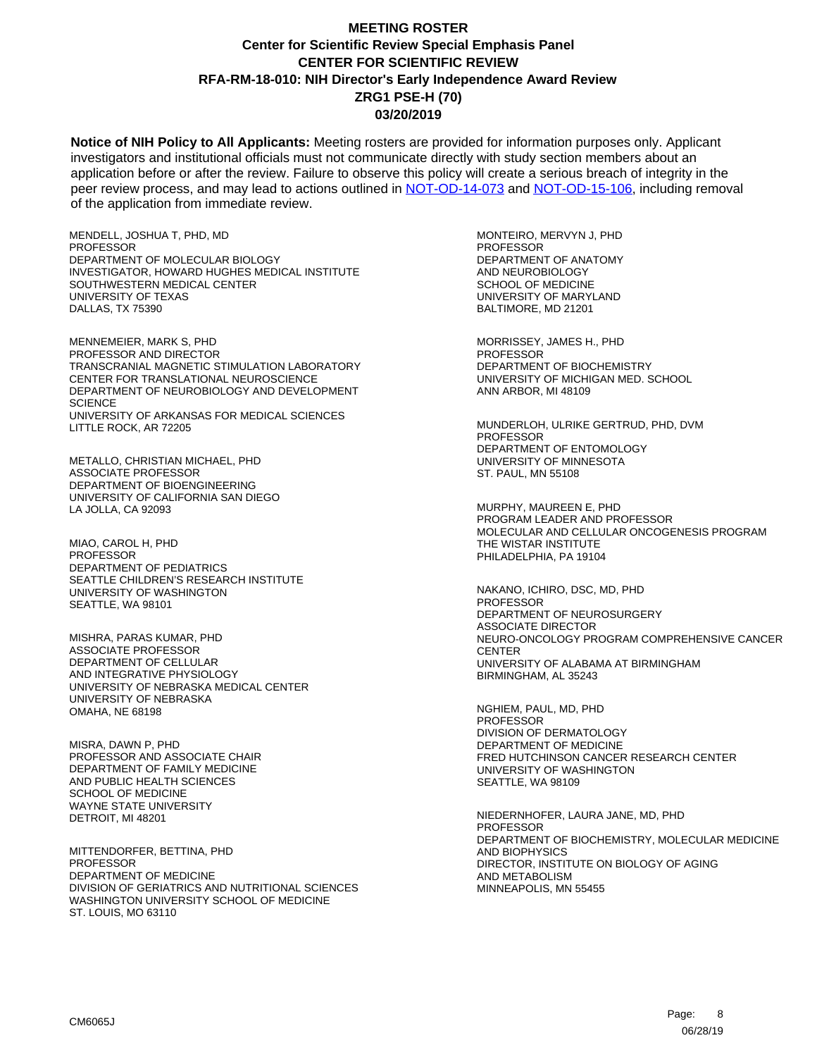# MEETING ROSTER
## Center for Scientific Review Special Emphasis Panel
## CENTER FOR SCIENTIFIC REVIEW
## RFA-RM-18-010: NIH Director's Early Independence Award Review
## ZRG1 PSE-H (70)
## 03/20/2019

**Notice of NIH Policy to All Applicants:** Meeting rosters are provided for information purposes only. Applicant investigators and institutional officials must not communicate directly with study section members about an application before or after the review. Failure to observe this policy will create a serious breach of integrity in the peer review process, and may lead to actions outlined in NOT-OD-14-073 and NOT-OD-15-106, including removal of the application from immediate review.

MENDELL, JOSHUA T, PHD, MD
PROFESSOR
DEPARTMENT OF MOLECULAR BIOLOGY
INVESTIGATOR, HOWARD HUGHES MEDICAL INSTITUTE
SOUTHWESTERN MEDICAL CENTER
UNIVERSITY OF TEXAS
DALLAS, TX 75390

MENNEMEIER, MARK S, PHD
PROFESSOR AND DIRECTOR
TRANSCRANIAL MAGNETIC STIMULATION LABORATORY
CENTER FOR TRANSLATIONAL NEUROSCIENCE
DEPARTMENT OF NEUROBIOLOGY AND DEVELOPMENT SCIENCE
UNIVERSITY OF ARKANSAS FOR MEDICAL SCIENCES
LITTLE ROCK, AR 72205

METALLO, CHRISTIAN MICHAEL, PHD
ASSOCIATE PROFESSOR
DEPARTMENT OF BIOENGINEERING
UNIVERSITY OF CALIFORNIA SAN DIEGO
LA JOLLA, CA 92093

MIAO, CAROL H, PHD
PROFESSOR
DEPARTMENT OF PEDIATRICS
SEATTLE CHILDREN'S RESEARCH INSTITUTE
UNIVERSITY OF WASHINGTON
SEATTLE, WA 98101

MISHRA, PARAS KUMAR, PHD
ASSOCIATE PROFESSOR
DEPARTMENT OF CELLULAR AND INTEGRATIVE PHYSIOLOGY
UNIVERSITY OF NEBRASKA MEDICAL CENTER
UNIVERSITY OF NEBRASKA
OMAHA, NE 68198

MISRA, DAWN P, PHD
PROFESSOR AND ASSOCIATE CHAIR
DEPARTMENT OF FAMILY MEDICINE AND PUBLIC HEALTH SCIENCES
SCHOOL OF MEDICINE
WAYNE STATE UNIVERSITY
DETROIT, MI 48201

MITTENDORFER, BETTINA, PHD
PROFESSOR
DEPARTMENT OF MEDICINE
DIVISION OF GERIATRICS AND NUTRITIONAL SCIENCES
WASHINGTON UNIVERSITY SCHOOL OF MEDICINE
ST. LOUIS, MO 63110

MONTEIRO, MERVYN J, PHD
PROFESSOR
DEPARTMENT OF ANATOMY AND NEUROBIOLOGY
SCHOOL OF MEDICINE
UNIVERSITY OF MARYLAND
BALTIMORE, MD 21201

MORRISSEY, JAMES H., PHD
PROFESSOR
DEPARTMENT OF BIOCHEMISTRY
UNIVERSITY OF MICHIGAN MED. SCHOOL
ANN ARBOR, MI 48109

MUNDERLOH, ULRIKE GERTRUD, PHD, DVM
PROFESSOR
DEPARTMENT OF ENTOMOLOGY
UNIVERSITY OF MINNESOTA
ST. PAUL, MN 55108

MURPHY, MAUREEN E, PHD
PROGRAM LEADER AND PROFESSOR
MOLECULAR AND CELLULAR ONCOGENESIS PROGRAM
THE WISTAR INSTITUTE
PHILADELPHIA, PA 19104

NAKANO, ICHIRO, DSC, MD, PHD
PROFESSOR
DEPARTMENT OF NEUROSURGERY
ASSOCIATE DIRECTOR
NEURO-ONCOLOGY PROGRAM COMPREHENSIVE CANCER CENTER
UNIVERSITY OF ALABAMA AT BIRMINGHAM
BIRMINGHAM, AL 35243

NGHIEM, PAUL, MD, PHD
PROFESSOR
DIVISION OF DERMATOLOGY
DEPARTMENT OF MEDICINE
FRED HUTCHINSON CANCER RESEARCH CENTER
UNIVERSITY OF WASHINGTON
SEATTLE, WA 98109

NIEDERNHOFER, LAURA JANE, MD, PHD
PROFESSOR
DEPARTMENT OF BIOCHEMISTRY, MOLECULAR MEDICINE AND BIOPHYSICS
DIRECTOR, INSTITUTE ON BIOLOGY OF AGING AND METABOLISM
MINNEAPOLIS, MN 55455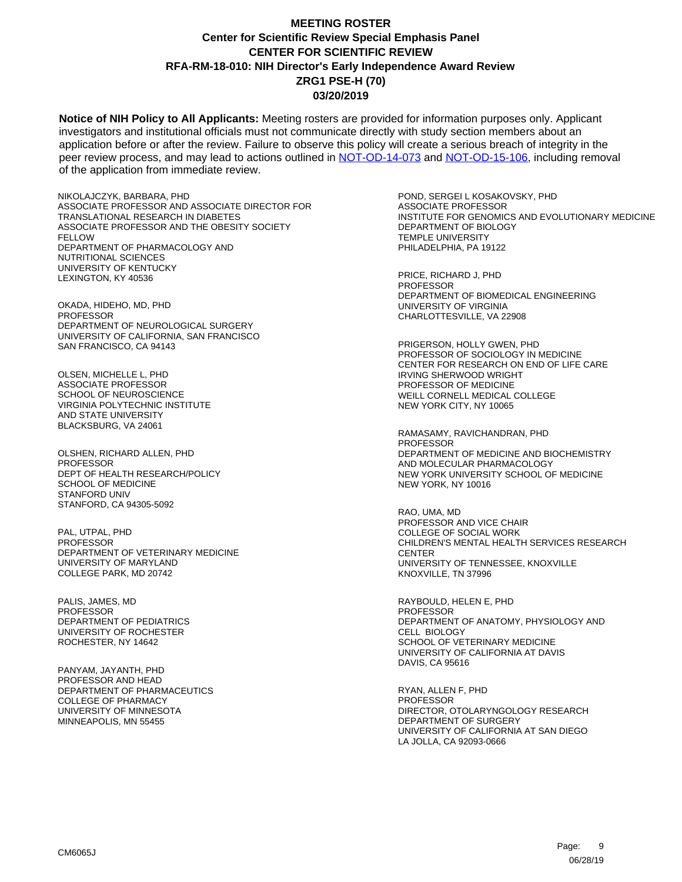# MEETING ROSTER
## Center for Scientific Review Special Emphasis Panel
## CENTER FOR SCIENTIFIC REVIEW
## RFA-RM-18-010: NIH Director's Early Independence Award Review
## ZRG1 PSE-H (70)
## 03/20/2019

**Notice of NIH Policy to All Applicants:** Meeting rosters are provided for information purposes only. Applicant investigators and institutional officials must not communicate directly with study section members about an application before or after the review. Failure to observe this policy will create a serious breach of integrity in the peer review process, and may lead to actions outlined in NOT-OD-14-073 and NOT-OD-15-106, including removal of the application from immediate review.

NIKOLAJCZYK, BARBARA, PHD
ASSOCIATE PROFESSOR AND ASSOCIATE DIRECTOR FOR TRANSLATIONAL RESEARCH IN DIABETES
ASSOCIATE PROFESSOR AND THE OBESITY SOCIETY FELLOW
DEPARTMENT OF PHARMACOLOGY AND NUTRITIONAL SCIENCES
UNIVERSITY OF KENTUCKY
LEXINGTON, KY 40536

OKADA, HIDEHO, MD, PHD
PROFESSOR
DEPARTMENT OF NEUROLOGICAL SURGERY
UNIVERSITY OF CALIFORNIA, SAN FRANCISCO
SAN FRANCISCO, CA 94143

OLSEN, MICHELLE L, PHD
ASSOCIATE PROFESSOR
SCHOOL OF NEUROSCIENCE
VIRGINIA POLYTECHNIC INSTITUTE AND STATE UNIVERSITY
BLACKSBURG, VA 24061

OLSHEN, RICHARD ALLEN, PHD
PROFESSOR
DEPT OF HEALTH RESEARCH/POLICY
SCHOOL OF MEDICINE
STANFORD UNIV
STANFORD, CA 94305-5092

PAL, UTPAL, PHD
PROFESSOR
DEPARTMENT OF VETERINARY MEDICINE
UNIVERSITY OF MARYLAND
COLLEGE PARK, MD 20742

PALIS, JAMES, MD
PROFESSOR
DEPARTMENT OF PEDIATRICS
UNIVERSITY OF ROCHESTER
ROCHESTER, NY 14642

PANYAM, JAYANTH, PHD
PROFESSOR AND HEAD
DEPARTMENT OF PHARMACEUTICS
COLLEGE OF PHARMACY
UNIVERSITY OF MINNESOTA
MINNEAPOLIS, MN 55455

POND, SERGEI L KOSAKOVSKY, PHD
ASSOCIATE PROFESSOR
INSTITUTE FOR GENOMICS AND EVOLUTIONARY MEDICINE
DEPARTMENT OF BIOLOGY
TEMPLE UNIVERSITY
PHILADELPHIA, PA 19122

PRICE, RICHARD J, PHD
PROFESSOR
DEPARTMENT OF BIOMEDICAL ENGINEERING
UNIVERSITY OF VIRGINIA
CHARLOTTESVILLE, VA 22908

PRIGERSON, HOLLY GWEN, PHD
PROFESSOR OF SOCIOLOGY IN MEDICINE
CENTER FOR RESEARCH ON END OF LIFE CARE
IRVING SHERWOOD WRIGHT
PROFESSOR OF MEDICINE
WEILL CORNELL MEDICAL COLLEGE
NEW YORK CITY, NY 10065

RAMASAMY, RAVICHANDRAN, PHD
PROFESSOR
DEPARTMENT OF MEDICINE AND BIOCHEMISTRY AND MOLECULAR PHARMACOLOGY
NEW YORK UNIVERSITY SCHOOL OF MEDICINE
NEW YORK, NY 10016

RAO, UMA, MD
PROFESSOR AND VICE CHAIR
COLLEGE OF SOCIAL WORK
CHILDREN'S MENTAL HEALTH SERVICES RESEARCH CENTER
UNIVERSITY OF TENNESSEE, KNOXVILLE
KNOXVILLE, TN 37996

RAYBOULD, HELEN E, PHD
PROFESSOR
DEPARTMENT OF ANATOMY, PHYSIOLOGY AND CELL BIOLOGY
SCHOOL OF VETERINARY MEDICINE
UNIVERSITY OF CALIFORNIA AT DAVIS
DAVIS, CA 95616

RYAN, ALLEN F, PHD
PROFESSOR
DIRECTOR, OTOLARYNGOLOGY RESEARCH
DEPARTMENT OF SURGERY
UNIVERSITY OF CALIFORNIA AT SAN DIEGO
LA JOLLA, CA 92093-0666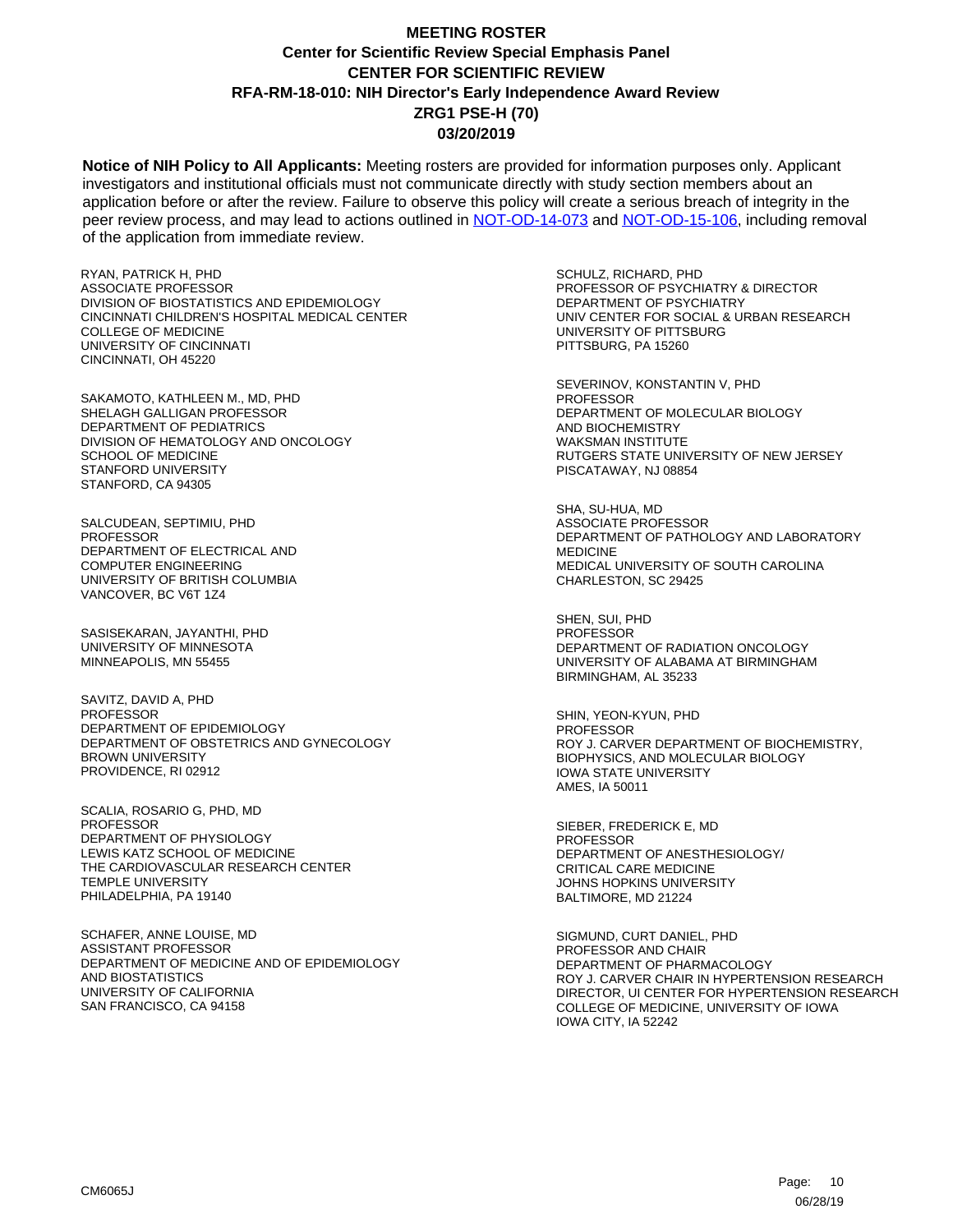# MEETING ROSTER

## Center for Scientific Review Special Emphasis Panel

## CENTER FOR SCIENTIFIC REVIEW

## RFA-RM-18-010: NIH Director's Early Independence Award Review

## ZRG1 PSE-H (70)

## 03/20/2019

**Notice of NIH Policy to All Applicants:** Meeting rosters are provided for information purposes only. Applicant investigators and institutional officials must not communicate directly with study section members about an application before or after the review. Failure to observe this policy will create a serious breach of integrity in the peer review process, and may lead to actions outlined in NOT-OD-14-073 and NOT-OD-15-106, including removal of the application from immediate review.

RYAN, PATRICK H, PHD
ASSOCIATE PROFESSOR
DIVISION OF BIOSTATISTICS AND EPIDEMIOLOGY
CINCINNATI CHILDREN'S HOSPITAL MEDICAL CENTER
COLLEGE OF MEDICINE
UNIVERSITY OF CINCINNATI
CINCINNATI, OH 45220

SAKAMOTO, KATHLEEN M., MD, PHD
SHELAGH GALLIGAN PROFESSOR
DEPARTMENT OF PEDIATRICS
DIVISION OF HEMATOLOGY AND ONCOLOGY
SCHOOL OF MEDICINE
STANFORD UNIVERSITY
STANFORD, CA 94305

SALCUDEAN, SEPTIMIU, PHD
PROFESSOR
DEPARTMENT OF ELECTRICAL AND
COMPUTER ENGINEERING
UNIVERSITY OF BRITISH COLUMBIA
VANCOVER, BC V6T 1Z4

SASISEKARAN, JAYANTHI, PHD
UNIVERSITY OF MINNESOTA
MINNEAPOLIS, MN 55455

SAVITZ, DAVID A, PHD
PROFESSOR
DEPARTMENT OF EPIDEMIOLOGY
DEPARTMENT OF OBSTETRICS AND GYNECOLOGY
BROWN UNIVERSITY
PROVIDENCE, RI 02912

SCALIA, ROSARIO G, PHD, MD
PROFESSOR
DEPARTMENT OF PHYSIOLOGY
LEWIS KATZ SCHOOL OF MEDICINE
THE CARDIOVASCULAR RESEARCH CENTER
TEMPLE UNIVERSITY
PHILADELPHIA, PA 19140

SCHAFER, ANNE LOUISE, MD
ASSISTANT PROFESSOR
DEPARTMENT OF MEDICINE AND OF EPIDEMIOLOGY
AND BIOSTATISTICS
UNIVERSITY OF CALIFORNIA
SAN FRANCISCO, CA 94158

SCHULZ, RICHARD, PHD
PROFESSOR OF PSYCHIATRY & DIRECTOR
DEPARTMENT OF PSYCHIATRY
UNIV CENTER FOR SOCIAL & URBAN RESEARCH
UNIVERSITY OF PITTSBURG
PITTSBURG, PA 15260

SEVERINOV, KONSTANTIN V, PHD
PROFESSOR
DEPARTMENT OF MOLECULAR BIOLOGY
AND BIOCHEMISTRY
WAKSMAN INSTITUTE
RUTGERS STATE UNIVERSITY OF NEW JERSEY
PISCATAWAY, NJ 08854

SHA, SU-HUA, MD
ASSOCIATE PROFESSOR
DEPARTMENT OF PATHOLOGY AND LABORATORY
MEDICINE
MEDICAL UNIVERSITY OF SOUTH CAROLINA
CHARLESTON, SC 29425

SHEN, SUI, PHD
PROFESSOR
DEPARTMENT OF RADIATION ONCOLOGY
UNIVERSITY OF ALABAMA AT BIRMINGHAM
BIRMINGHAM, AL 35233

SHIN, YEON-KYUN, PHD
PROFESSOR
ROY J. CARVER DEPARTMENT OF BIOCHEMISTRY,
BIOPHYSICS, AND MOLECULAR BIOLOGY
IOWA STATE UNIVERSITY
AMES, IA 50011

SIEBER, FREDERICK E, MD
PROFESSOR
DEPARTMENT OF ANESTHESIOLOGY/
CRITICAL CARE MEDICINE
JOHNS HOPKINS UNIVERSITY
BALTIMORE, MD 21224

SIGMUND, CURT DANIEL, PHD
PROFESSOR AND CHAIR
DEPARTMENT OF PHARMACOLOGY
ROY J. CARVER CHAIR IN HYPERTENSION RESEARCH
DIRECTOR, UI CENTER FOR HYPERTENSION RESEARCH
COLLEGE OF MEDICINE, UNIVERSITY OF IOWA
IOWA CITY, IA 52242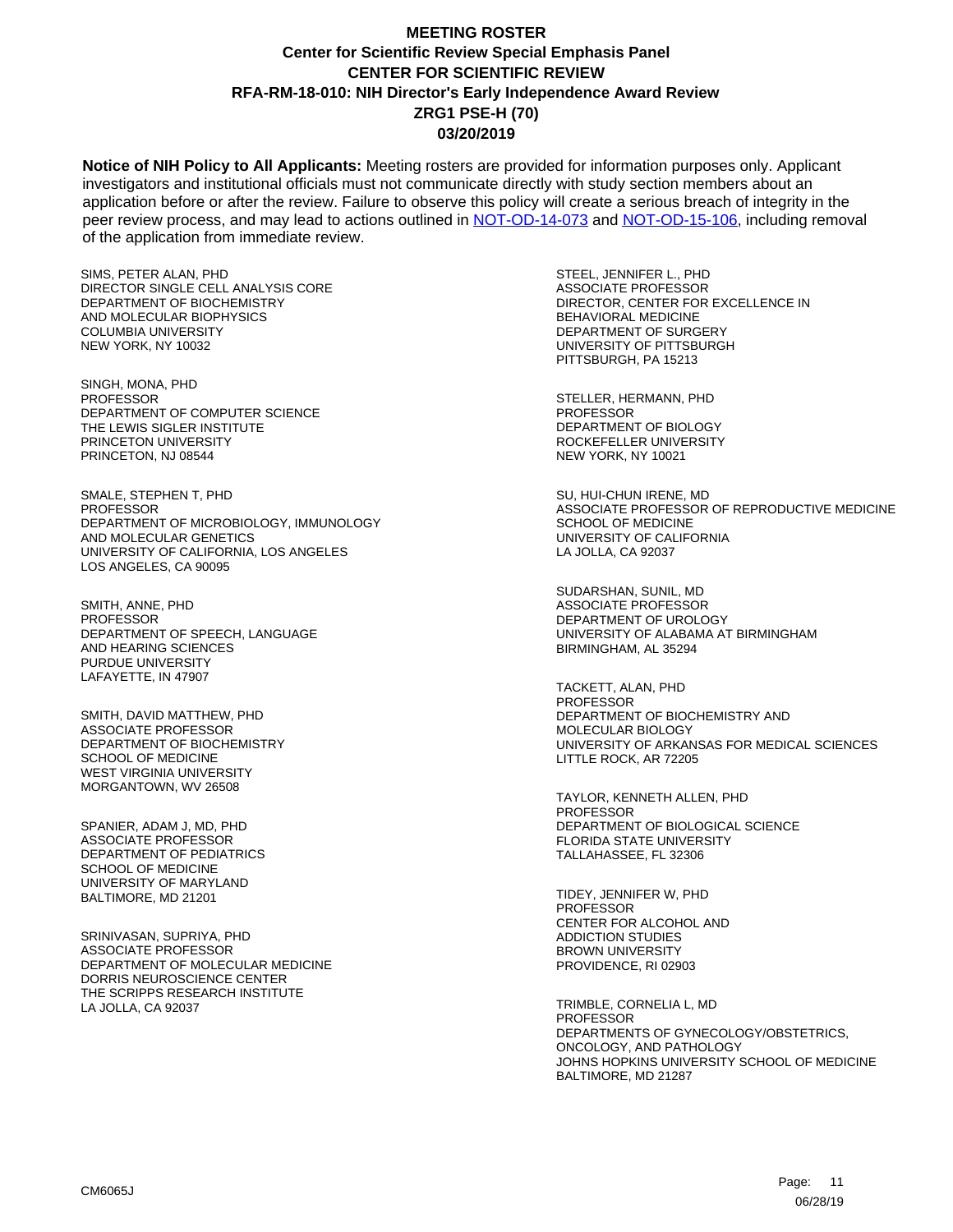# MEETING ROSTER
## Center for Scientific Review Special Emphasis Panel
## CENTER FOR SCIENTIFIC REVIEW
## RFA-RM-18-010: NIH Director's Early Independence Award Review
## ZRG1 PSE-H (70)
## 03/20/2019

**Notice of NIH Policy to All Applicants:** Meeting rosters are provided for information purposes only. Applicant investigators and institutional officials must not communicate directly with study section members about an application before or after the review. Failure to observe this policy will create a serious breach of integrity in the peer review process, and may lead to actions outlined in [NOT-OD-14-073] and [NOT-OD-15-106], including removal of the application from immediate review.

SIMS, PETER ALAN, PHD
DIRECTOR SINGLE CELL ANALYSIS CORE
DEPARTMENT OF BIOCHEMISTRY
AND MOLECULAR BIOPHYSICS
COLUMBIA UNIVERSITY
NEW YORK, NY 10032

SINGH, MONA, PHD
PROFESSOR
DEPARTMENT OF COMPUTER SCIENCE
THE LEWIS SIGLER INSTITUTE
PRINCETON UNIVERSITY
PRINCETON, NJ 08544

SMALE, STEPHEN T, PHD
PROFESSOR
DEPARTMENT OF MICROBIOLOGY, IMMUNOLOGY
AND MOLECULAR GENETICS
UNIVERSITY OF CALIFORNIA, LOS ANGELES
LOS ANGELES, CA 90095

SMITH, ANNE, PHD
PROFESSOR
DEPARTMENT OF SPEECH, LANGUAGE
AND HEARING SCIENCES
PURDUE UNIVERSITY
LAFAYETTE, IN 47907

SMITH, DAVID MATTHEW, PHD
ASSOCIATE PROFESSOR
DEPARTMENT OF BIOCHEMISTRY
SCHOOL OF MEDICINE
WEST VIRGINIA UNIVERSITY
MORGANTOWN, WV 26508

SPANIER, ADAM J, MD, PHD
ASSOCIATE PROFESSOR
DEPARTMENT OF PEDIATRICS
SCHOOL OF MEDICINE
UNIVERSITY OF MARYLAND
BALTIMORE, MD 21201

SRINIVASAN, SUPRIYA, PHD
ASSOCIATE PROFESSOR
DEPARTMENT OF MOLECULAR MEDICINE
DORRIS NEUROSCIENCE CENTER
THE SCRIPPS RESEARCH INSTITUTE
LA JOLLA, CA 92037

STEEL, JENNIFER L., PHD
ASSOCIATE PROFESSOR
DIRECTOR, CENTER FOR EXCELLENCE IN
BEHAVIORAL MEDICINE
DEPARTMENT OF SURGERY
UNIVERSITY OF PITTSBURGH
PITTSBURGH, PA 15213

STELLER, HERMANN, PHD
PROFESSOR
DEPARTMENT OF BIOLOGY
ROCKEFELLER UNIVERSITY
NEW YORK, NY 10021

SU, HUI-CHUN IRENE, MD
ASSOCIATE PROFESSOR OF REPRODUCTIVE MEDICINE
SCHOOL OF MEDICINE
UNIVERSITY OF CALIFORNIA
LA JOLLA, CA 92037

SUDARSHAN, SUNIL, MD
ASSOCIATE PROFESSOR
DEPARTMENT OF UROLOGY
UNIVERSITY OF ALABAMA AT BIRMINGHAM
BIRMINGHAM, AL 35294

TACKETT, ALAN, PHD
PROFESSOR
DEPARTMENT OF BIOCHEMISTRY AND
MOLECULAR BIOLOGY
UNIVERSITY OF ARKANSAS FOR MEDICAL SCIENCES
LITTLE ROCK, AR 72205

TAYLOR, KENNETH ALLEN, PHD
PROFESSOR
DEPARTMENT OF BIOLOGICAL SCIENCE
FLORIDA STATE UNIVERSITY
TALLAHASSEE, FL 32306

TIDEY, JENNIFER W, PHD
PROFESSOR
CENTER FOR ALCOHOL AND
ADDICTION STUDIES
BROWN UNIVERSITY
PROVIDENCE, RI 02903

TRIMBLE, CORNELIA L, MD
PROFESSOR
DEPARTMENTS OF GYNECOLOGY/OBSTETRICS,
ONCOLOGY, AND PATHOLOGY
JOHNS HOPKINS UNIVERSITY SCHOOL OF MEDICINE
BALTIMORE, MD 21287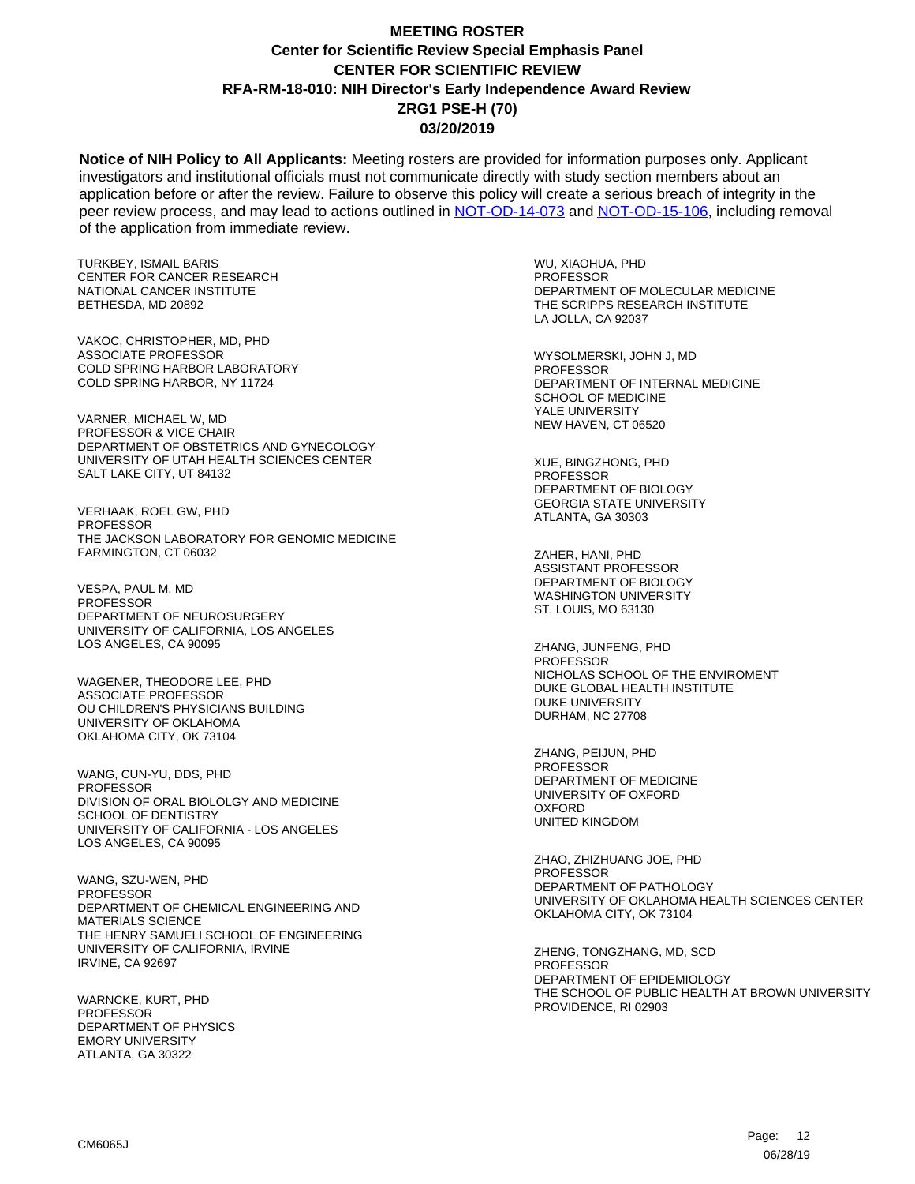# MEETING ROSTER

## Center for Scientific Review Special Emphasis Panel
## CENTER FOR SCIENTIFIC REVIEW
## RFA-RM-18-010: NIH Director's Early Independence Award Review
## ZRG1 PSE-H (70)
## 03/20/2019

**Notice of NIH Policy to All Applicants:** Meeting rosters are provided for information purposes only. Applicant investigators and institutional officials must not communicate directly with study section members about an application before or after the review. Failure to observe this policy will create a serious breach of integrity in the peer review process, and may lead to actions outlined in NOT-OD-14-073 and NOT-OD-15-106, including removal of the application from immediate review.

TURKBEY, ISMAIL BARIS
CENTER FOR CANCER RESEARCH
NATIONAL CANCER INSTITUTE
BETHESDA, MD 20892

VAKOC, CHRISTOPHER, MD, PHD
ASSOCIATE PROFESSOR
COLD SPRING HARBOR LABORATORY
COLD SPRING HARBOR, NY 11724

VARNER, MICHAEL W, MD
PROFESSOR & VICE CHAIR
DEPARTMENT OF OBSTETRICS AND GYNECOLOGY
UNIVERSITY OF UTAH HEALTH SCIENCES CENTER
SALT LAKE CITY, UT 84132

VERHAAK, ROEL GW, PHD
PROFESSOR
THE JACKSON LABORATORY FOR GENOMIC MEDICINE
FARMINGTON, CT 06032

VESPA, PAUL M, MD
PROFESSOR
DEPARTMENT OF NEUROSURGERY
UNIVERSITY OF CALIFORNIA, LOS ANGELES
LOS ANGELES, CA 90095

WAGENER, THEODORE LEE, PHD
ASSOCIATE PROFESSOR
OU CHILDREN'S PHYSICIANS BUILDING
UNIVERSITY OF OKLAHOMA
OKLAHOMA CITY, OK 73104

WANG, CUN-YU, DDS, PHD
PROFESSOR
DIVISION OF ORAL BIOLOLGY AND MEDICINE
SCHOOL OF DENTISTRY
UNIVERSITY OF CALIFORNIA - LOS ANGELES
LOS ANGELES, CA 90095

WANG, SZU-WEN, PHD
PROFESSOR
DEPARTMENT OF CHEMICAL ENGINEERING AND MATERIALS SCIENCE
THE HENRY SAMUELI SCHOOL OF ENGINEERING
UNIVERSITY OF CALIFORNIA, IRVINE
IRVINE, CA 92697

WARNCKE, KURT, PHD
PROFESSOR
DEPARTMENT OF PHYSICS
EMORY UNIVERSITY
ATLANTA, GA 30322

WU, XIAOHUA, PHD
PROFESSOR
DEPARTMENT OF MOLECULAR MEDICINE
THE SCRIPPS RESEARCH INSTITUTE
LA JOLLA, CA 92037

WYSOLMERSKI, JOHN J, MD
PROFESSOR
DEPARTMENT OF INTERNAL MEDICINE
SCHOOL OF MEDICINE
YALE UNIVERSITY
NEW HAVEN, CT 06520

XUE, BINGZHONG, PHD
PROFESSOR
DEPARTMENT OF BIOLOGY
GEORGIA STATE UNIVERSITY
ATLANTA, GA 30303

ZAHER, HANI, PHD
ASSISTANT PROFESSOR
DEPARTMENT OF BIOLOGY
WASHINGTON UNIVERSITY
ST. LOUIS, MO 63130

ZHANG, JUNFENG, PHD
PROFESSOR
NICHOLAS SCHOOL OF THE ENVIROMENT
DUKE GLOBAL HEALTH INSTITUTE
DUKE UNIVERSITY
DURHAM, NC 27708

ZHANG, PEIJUN, PHD
PROFESSOR
DEPARTMENT OF MEDICINE
UNIVERSITY OF OXFORD
OXFORD
UNITED KINGDOM

ZHAO, ZHIZHUANG JOE, PHD
PROFESSOR
DEPARTMENT OF PATHOLOGY
UNIVERSITY OF OKLAHOMA HEALTH SCIENCES CENTER
OKLAHOMA CITY, OK 73104

ZHENG, TONGZHANG, MD, SCD
PROFESSOR
DEPARTMENT OF EPIDEMIOLOGY
THE SCHOOL OF PUBLIC HEALTH AT BROWN UNIVERSITY
PROVIDENCE, RI 02903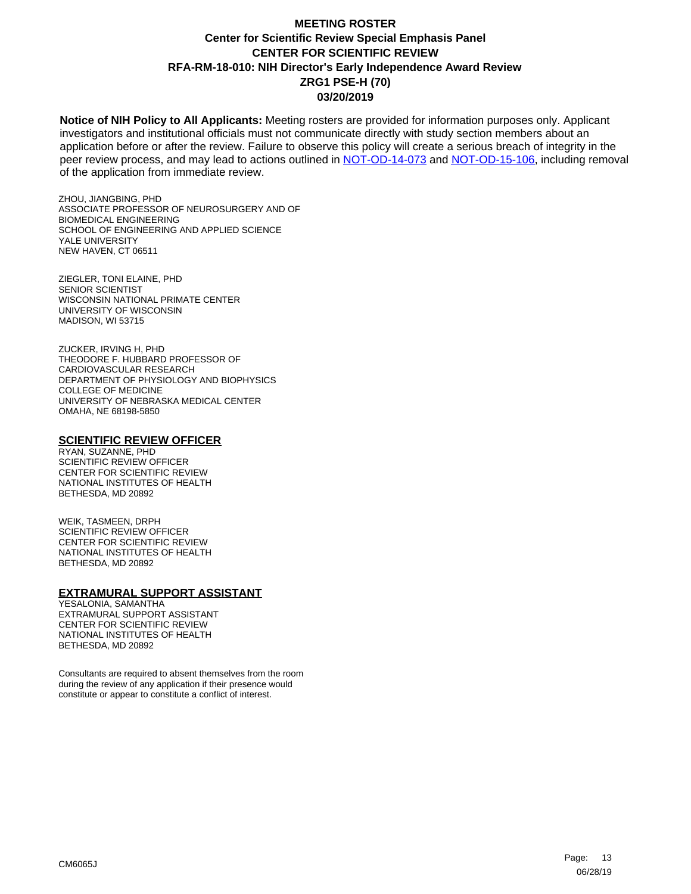# MEETING ROSTER
## Center for Scientific Review Special Emphasis Panel
## CENTER FOR SCIENTIFIC REVIEW
## RFA-RM-18-010: NIH Director's Early Independence Award Review
## ZRG1 PSE-H (70)
## 03/20/2019

**Notice of NIH Policy to All Applicants:** Meeting rosters are provided for information purposes only. Applicant investigators and institutional officials must not communicate directly with study section members about an application before or after the review. Failure to observe this policy will create a serious breach of integrity in the peer review process, and may lead to actions outlined in NOT-OD-14-073 and NOT-OD-15-106, including removal of the application from immediate review.

ZHOU, JIANGBING, PHD
ASSOCIATE PROFESSOR OF NEUROSURGERY AND OF BIOMEDICAL ENGINEERING
SCHOOL OF ENGINEERING AND APPLIED SCIENCE
YALE UNIVERSITY
NEW HAVEN, CT 06511

ZIEGLER, TONI ELAINE, PHD
SENIOR SCIENTIST
WISCONSIN NATIONAL PRIMATE CENTER
UNIVERSITY OF WISCONSIN
MADISON, WI 53715

ZUCKER, IRVING H, PHD
THEODORE F. HUBBARD PROFESSOR OF CARDIOVASCULAR RESEARCH
DEPARTMENT OF PHYSIOLOGY AND BIOPHYSICS
COLLEGE OF MEDICINE
UNIVERSITY OF NEBRASKA MEDICAL CENTER
OMAHA, NE 68198-5850

### SCIENTIFIC REVIEW OFFICER

RYAN, SUZANNE, PHD
SCIENTIFIC REVIEW OFFICER
CENTER FOR SCIENTIFIC REVIEW
NATIONAL INSTITUTES OF HEALTH
BETHESDA, MD 20892

WEIK, TASMEEN, DRPH
SCIENTIFIC REVIEW OFFICER
CENTER FOR SCIENTIFIC REVIEW
NATIONAL INSTITUTES OF HEALTH
BETHESDA, MD 20892

### EXTRAMURAL SUPPORT ASSISTANT

YESALONIA, SAMANTHA
EXTRAMURAL SUPPORT ASSISTANT
CENTER FOR SCIENTIFIC REVIEW
NATIONAL INSTITUTES OF HEALTH
BETHESDA, MD 20892

Consultants are required to absent themselves from the room during the review of any application if their presence would constitute or appear to constitute a conflict of interest.

CM6065J

06/28/19